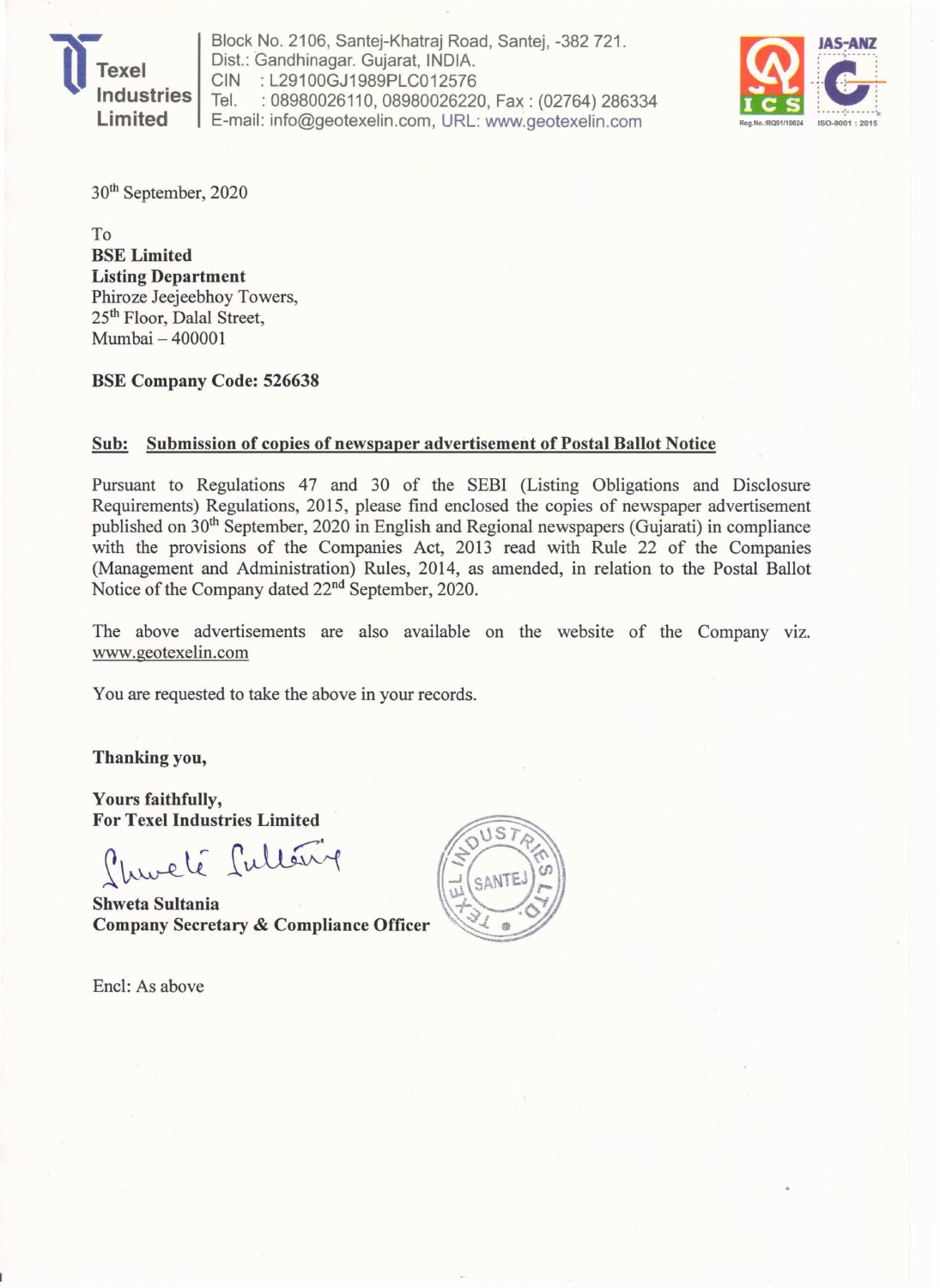**Texel Industries Limited**

Block No. 2106, Santej-Khatraj Road, Santej, -382 721.
Dist.: Gandhinagar. Gujarat, INDIA.
CIN : L29100GJ1989PLC012576
Tel. : 08980026110, 08980026220, Fax : (02764) 286334
E-mail: info@geotexelin.com, URL: www.geotexelin.com

30th September, 2020

To
**BSE Limited**
**Listing Department**
Phiroze Jeejeebhoy Towers,
25th Floor, Dalal Street,
Mumbai – 400001

**BSE Company Code: 526638**

**Sub: Submission of copies of newspaper advertisement of Postal Ballot Notice**

Pursuant to Regulations 47 and 30 of the SEBI (Listing Obligations and Disclosure Requirements) Regulations, 2015, please find enclosed the copies of newspaper advertisement published on 30th September, 2020 in English and Regional newspapers (Gujarati) in compliance with the provisions of the Companies Act, 2013 read with Rule 22 of the Companies (Management and Administration) Rules, 2014, as amended, in relation to the Postal Ballot Notice of the Company dated 22nd September, 2020.

The above advertisements are also available on the website of the Company viz. www.geotexelin.com

You are requested to take the above in your records.

**Thanking you,**

**Yours faithfully,**
**For Texel Industries Limited**

**Shweta Sultania**
**Company Secretary & Compliance Officer**

Encl: As above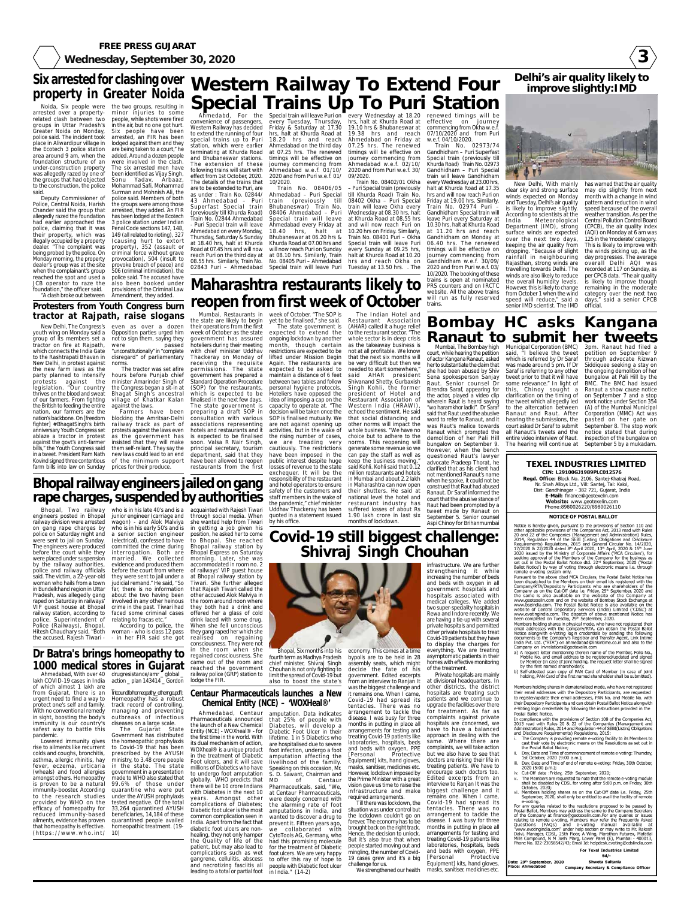# Six arrested for clashing over property in Greater Noida

Noida, Six people were arrested over a property-related clash between two groups in Uttar Pradesh's Greater Noida on Monday, police said. The incident took place in Alwardipur village in the Ecotech 3 police station area around 9 am, when the foundation structure of an under-construction property was allegedly razed by one of the groups that had objected to the construction, the police said.

Deputy Commissioner of Police, Central Noida, Harish Chander said the group that allegedly razed the foundation had earlier approached the police, claiming that it was their property, which was illegally occupied by a property dealer. "The complaint was being probed by the police. On Monday morning, the property dealer's group was at the site when the complainant's group reached the spot and used a JCB operator to raze the foundation," the officer said.

"A clash broke out between the two groups, resulting in minor injuries to some people, while shots were fired in the air, but no one got hurt. Six people have been arrested, an FIR has been lodged against them and they are being taken to a court," he added. Around a dozen people were involved in the clash. The six arrested men have been identified as Vijay Singh, Sonu Yadav, Arbaaz, Mohammad Safi, Mohammad Surman and Mohnish Ali, the police said. Members of both the groups were among those arrested, they added. An FIR has been lodged at the Ecotech 3 police station under Indian Penal Code sections 147, 148, 149 (all related to rioting), 327 (causing hurt to extort property), 352 (assault or criminal force without grave provocation), 504 (insult to provoke breach of peace) and 506 (criminal intimidation), the police said. The accused have also been booked under provisions of the Criminal Law Amendment, they added.

# Protesters from Youth Congress burn tractor at Rajpath, raise slogans

New Delhi, The Congress's youth wing on Monday said a group of its members set a tractor on fire at Rajpath, which connects the India Gate to the Rashtrapati Bhavan in New Delhi, in protest against the new farm laws as the party planned to intensify protests against the legislation. "The country thrives on the blood and sweat of our farmers. From fighting the British to feeding the entire nation, our farmers are the nation's backbone. On [freedom fighter] #BhagatSingh's birth anniversary Youth Congress set ablaze a tractor in protest against the govt's anti-farmer bills," the Youth Congress said in a tweet. President Ram Nath Kovind signed three contentious farm bills into law on Sunday even as over a dozen Opposition parties urged him not to sign them, saying they were passed "unconstitutionally" in "complete disregard" of parliamentary norms.

The tractor was set afire hours before Punjab chief minister Amarinder Singh of the Congress began a sit-in at Bhagat Singh's ancestral village of Khatkar Kalan against the laws.

Farmers have been blocking the Amritsar-Delhi railway track as part of protests against the laws even as the government has insisted that they will make them self-reliant. They say the new laws could lead to an end of the minimum support prices for their produce.

# Western Railway To Extend Four Special Trains Up To Puri Station

Ahmedabad, For the convenience of passengers, Western Railway has decided to extend the running of four special trains up to Puri station, which were earlier terminating at Khurda Road and Bhubaneswar stations. The extension of these following trains will start with effect from 1st October, 2020. The details of the trains that are to be extended to Puri, are as under : Train No. 02844/43 Ahmedabad – Puri Superfast Special train (previously till Khurda Road) Train No. 02844 Ahmedabad - Puri Special train will leave Ahmedabad on every Monday, Thursday, Saturday & Sunday at 18.40 hrs, halt at Khurda Road at 07.45 hrs and will now reach Puri on the third day at 08.55 hrs. Similarly, Train No. 02843 Puri – Ahmedabad Special train will leave Puri on every Tuesday, Thursday, Friday & Saturday at 17.30 hrs, halt at Khurda Road at 18.20 hrs and reach Ahmedabad on the third day at 07.25 hrs. The renewed timings will be effective on journey commencing from Ahmedabad w.e.f. 01/10/2020 and from Puri w.e.f. 01/10/2020.

Train No. 08406/05 Ahmedabad – Puri Special train (previously till Bhubaneswar) Train No. 08406 Ahmedabad – Puri Special train will leave Ahmedabad every Friday at 18.40 hrs, halt at Bhubaneswar at 06.20 hrs & Khurda Road at 07.00 hrs and will now reach Puri on Sunday at 08.10 hrs. Similarly, Train No. 08405 Puri – Ahmedabad Special train will leave Puri every Wednesday at 18.20 hrs, halt at Khurda Road at 19.10 hrs & Bhubaneswar at 19.38 hrs and reach Ahmedabad on Friday at 07.25 hrs. The renewed timings will be effective on journey commencing from Ahmedabad w.e.f. 02/10/2020 and from Puri w.e.f. 30/09/2020.

Train No. 08402/01 Okha – Puri Special train (previously till Khurda Road) Train No. 08402 Okha – Puri Special train will leave Okha every Wednesday at 08.30 hrs, halt at Khurda Road at 08.55 hrs and will now reach Puri on 10.20 hrs on Friday. Similarly, Train No. 08401 Puri – Okha Special train will leave Puri every Sunday at 09.25 hrs, halt at Khurda Road at 10.20 hrs and reach Okha on Tuesday at 13.50 hrs. . The renewed timings will be effective on journey commencing from Okha w.e.f. 07/10/2020 and from Puri w.e.f. 04/10/2020.

Train No. 02973/74 Gandhidham – Puri Superfast Special train (previously till Khurda Road) Train No. 02973 Gandhidham – Puri Special train will leave Gandhidham every Wednesday at 23.00 hrs, halt at Khurda Road at 17.35 hrs and will now reach Puri on Friday at 19.00 hrs. Similarly, Train No. 02974 Puri – Gandhidham Special train will leave Puri every Saturday at 10.30 hrs, halt at Khurda Road at 11.20 hrs and reach Gandhidham on Monday at 06.40 hrs. The renewed timings will be effective on journey commencing from Gandhidham w.e.f. 30/09/2020 and from Puri w.e.f. 03/10/2020. The booking of these trains is open at nominated PRS counters and on IRCTC website. All the above trains will run as fully reserved trains.

# Delhi's air quality likely to improve slightly:IMD

New Delhi, With mainly clear sky and strong surface winds expected on Monday and Tuesday, Delhi's air quality is likely to improve slightly. According to scientists at the India Meteorological Department (IMD), strong surface winds are expected over the next two days, keeping the air quality from dropping. "Because of slight rainfall in neighbouring Rajasthan, strong winds are travelling towards Delhi. The winds are also likely to reduce the overall humidity levels. However, this is likely to change from October 1 when the wind speed will reduce," said a senior IMD scientist. The IMD has warned that the air quality may dip slightly from next month with a change in wind pattern and reduction in wind speed because of the overall weather transition. As per the Central Pollution Control Board (CPCB), the air quality index (AQI) on Monday at 6 am was 125 in the 'moderate' category. This is likely to improve with the winds picking up, as the day progresses. The average overall Delhi AQI was recorded at 117 on Sunday, as per CPCB data. "The air quality is likely to improve through remaining in the moderate category over the next two days," said a senior CPCB official.

# Maharashtra restaurants likely to reopen from first week of October

Mumbai, Restaurants in the state are likely to begin their operations from the first week of October as the state government has assured hoteliers during their meeting with chief minister Uddhav Thackeray on Monday of receiving the requisite permissions. The state government has prepared a Standard Operation Procedure (SOP) for the restaurants, which is expected to be finalised in the next few days. The state government is preparing a draft SOP in consultation with various associations representing hotels and restaurants and it is expected to be finalised soon. Valsa R Nair Singh, principal secretary, tourism department, said that they have been allowed to reopen restaurants from the first week of October. "The SOP is yet to be finalised," she said.

The state government is expected to extend the ongoing lockdown by another month, though certain restrictions are expected to be lifted under Mission Begin Again. The restaurants are expected to be asked to maintain a distance of 6 feet between two tables and follow personal hygiene protocols. Hoteliers have opposed the idea of imposing a cap on the capacity to operate at. "The decision will be taken once the SOP is finalised mutually. We are not against opening up activities, but in the wake of the rising number of cases, we are treading very cautiously. The restrictions have been imposed in the public interest despite huge losses of revenue to the state exchequer. It will be the responsibility of the restaurant and hotel operators to ensure safety of the customers and staff members in the wake of the pandemic," chief minister Uddhav Thackeray has been quoted in a statement issued by his office.

The Indian Hotel and Restaurant Association (AHAR) called it a huge relief to the restaurant sector. "The whole sector is in deep crisis as the takeaway business is not at all profitable. We know that the next six months will be very difficult but then we needed to start somewhere," said AHAR president Shivanand Shetty. Gurbaxish Singh Kohli, the former president of Hotel and Restaurant Association of Western India (HRAWI), echoed the sentiment. He said that social distancing and other norms will impact the whole business. "We have no choice but to adhere to the norms. This reopening will generate some revenue so we can pay the staff as well as keep the business moving," said Kohli. Kohli said that 0.12 million restaurants and hotels in Mumbai and about 2.2 lakh in Maharashtra can now open their shutters. He said at national level the hotel and restaurant industry has suffered losses of about Rs 1.90 lakh crore in last six months of lockdown.

# Bombay HC asks Kangana Ranaut to submit her tweets

Mumbai, The Bombay high court, while hearing the petition of actor Kangana Ranaut, asked her to substantiate the claim that she had been abused by Shiv Sena spokesperson Sanjay Raut. Senior counsel Dr Birendra Saraf, appearing for the actor, played a video clip wherein Raut is heard saying "wo haramkhor ladki". Dr Saraf said that Raut used the abusive word to refer to Ranaut, and was Raut's malice towards Ranaut which prompted the demolition of her Pali Hill bungalow on September 9. However, when the bench questioned Raut's lawyer advocate Pradeep Thorat, he clarified that as his client had not mentioned Ranaut's name when he spoke, it could not be construed that Raut had abused Ranaut. Dr Saraf informed the court that the abusive stance of Raut had been prompted by a tweet made by Ranaut on September 5. Senior counsel Aspi Chinoy for Brihanmumbai Municipal Corporation (BMC) said, "I believe the tweet which is referred by Dr Saraf was made around 5 pm. If Dr Saraf is referring to any other tweet prior to that it will have some relevance." In light of this, Chinoy sought a clarification on the timing of the tweet which allegedly led to the altercation between Ranaut and Raut. After hearing the submissions, the court asked Dr Saraf to submit all Ranaut's tweets and the entire video interview of Raut. The hearing will continue at 3pm. Ranaut had filed a petition on September 9 through advocate Rizwan Siddiquee seeking a stay on the ongoing demolition of her bungalow at Pali Hill by the BMC. The BMC had issued Ranaut a show cause notice on September 7 and a stop work notice under Section 354 (A) of the Mumbai Municipal Corporation (MMC) Act was pasted on her gate on September 8. The stop work notice stated that during inspection of the bungalow on September 5 by a mukadam.

# Bhopal railway engineers jailed on gang rape charges, suspended by authorities

Bhopal, Two railway engineers posted in Bhopal railway division were arrested on gang rape charges by police on Saturday night and were sent to jail on Sunday. The engineers were produced before the court while they were placed under suspension by the railway authorities, police and railway officials said. The victim, a 22-year-old woman who hails from a town in Bundelkhand region in Uttar Pradesh, was allegedly gang raped on Saturday in railways' VIP guest house at Bhopal railway station, according to police. Superintendent of Police (Railways), Bhopal, Hitesh Chaudhary said, "Both the accused, Rajesh Tiwari - who is in his late 40's and is a junior engineer (carriage and wagon) - and Alok Malviya who is in his early 50's and is a senior section engineer (electrical), confessed to have committed the crime during interrogation. Both are married. We collected evidence and produced them before the court from where they were sent to jail under a judicial remand." He said, "So far, there is no information about the two having been involved in any other heinous crime in the past. Tiwari had faced some criminal cases relating to fracas etc."

According to police, the woman - who is class 12 pass - in her FIR said she got acquainted with Rajesh Tiwari through social media. When she wanted help from Tiwari in getting a job given his position, he asked her to come to Bhopal. She reached Bhopal railway station by Bhopal Express on Saturday morning. Later, she was accommodated in room no. 2 of railways' VIP guest house at Bhopal railway station by Tiwari. She further alleged that Rajesh Tiwari called the other accused Alok Malviya in the room around noon where they both had a drink and offered her a glass of cold drink laced with some drug. When she fell unconscious they gang raped her which she realised on regaining consciousness. They were not in the room when she regained consciousness. She came out of the room and reached the government railway police (GRP) station to lodge the FIR.

# Dr Batra's brings homeopathy to 1000 medical stores in Gujarat

Ahmedabad, With over 40 lakh COVID-19 cases in India of which almost 1 lakh are from Gujarat, there is an urgent need to find a way to protect one's self and family. With no conventional remedy in sight, boosting the body's immunity is our country's safest way to battle this pandemic.

Lowered immunity gives rise to ailments like recurrent colds and coughs, bronchitis, asthma, allergic rhinitis, hay fever, eczema, urticaria (wheals) and food allergies amongst others. Homeopathy is proven to be a natural immunity-booster. According to the research studies provided by WHO on the efficacy of homeopathy for reduced immunity-based ailments, evidence has proven that homeopathy is effective. (https://www.who.int/ drugresistance/amr_global_action_plan 143414_Gordon f.ntcoundforhomeopathy_othergo.pdf): Homeopathy has a robust track record of controlling, managing and preventing outbreaks of infectious diseases on a large scale.

The Gujarat State Government has distributed the homeopathic prophylaxis to Covid-19 that has been prescribed by the AYUSH ministry, to 3.48 crore people in the state. The state government in a presentation made to WHO also stated that 99.6% of those under quarantine who were put under the AYUSH prophylaxis tested negative. Of the total 33,264 quarantined AYUSH beneficiaries, 14,184 of these quarantined people availed homeopathic treatment. (19-10)

# Covid-19 still biggest challenge: Shivraj Singh Chouhan

Bhopal, Six months into his fourth term as Madhya Pradesh chief minister, Shivraj Singh Chouhan is not only fighting to limit the spread of Covid-19 but also to boost the state's economy. This comes at a time bypolls are to be held in 28 assembly seats, which might decide the fate of his government. Edited excerpts from an interview to Ranjan It was the biggest challenge and it remains one. When I came, Covid-19 had spread its tentacles. There was no arrangement to tackle the disease. I was busy for three months in putting in place all arrangements for testing and treating Covid-19 patients like laboratories, hospitals, beds and beds with oxygen, PPE [Personal Protective Equipment] kits, hand gloves, masks, sanitiser, medicines etc. However, lockdown imposed by the Prime Minister with a great vision gave us time to raise the infrastructure and make required arrangements.

Till there was lockdown, the situation was under control but the lockdown couldn't go on forever. The economy has to be brought back on the right track. Hence, the decision to unlock. But it's also true that when people started moving out and mingling, the number of Covid-19 cases grew and it's a big challenge for us.

We strengthened our health infrastructure. We are further strengthening it while increasing the number of beds and beds with oxygen in all government hospitals and hospitals associated with medical colleges. We added two super-speciality hospitals in Rewa and Indore recently. We are having a tie-up with several private hospitals and permitted other private hospitals to treat Covid-19 patients but they have to display the charges for everything. We are treating asymptomatic patients in their homes with effective monitoring of the treatment.

Private hospitals are mainly at divisional headquarters. In other districts, the district hospitals are treating such patients and we continue to upgrade the facilities over there for treatment. As far as complaints against private hospitals are concerned, we have to have a balanced approach in dealing with the same. Where there are complaints, we will take action but we also have to see that doctors are risking their life in treating patients. We have to encourage such doctors too. Edited excerpts from an interview to Ranjan It was the biggest challenge and it remains one. When I came, Covid-19 had spread its tentacles. There was no arrangement to tackle the disease. I was busy for three months in putting in place all arrangements for testing and treating Covid-19 patients like laboratories, hospitals, beds and beds with oxygen, PPE [Personal Protective Equipment] kits, hand gloves, masks, sanitiser, medicines etc.

## Centaur Pharmaceuticals launches a New Chemical Entity (NCE) – 'WOXHeal®'

Ahmedabad, Centaur Pharmaceuticals announced the launch of a New Chemical Entity (NCE) - WOXheal® - for the first time in the world. With its dual mechanism of action, WOXheal® is a unique product in the treatment of Diabetic Foot ulcers, and it will save millions of Diabetics who have to undergo foot amputation globally. WHO predicts that there will be 10 crore Indians with Diabetes in the next 10 years. Amongst other complications of Diabetes; Diabetic foot ulcer is the most common complication seen in India. Apart from the fact that diabetic foot ulcers are non-healing, they not only hamper the Quality of life of the patient, but may also lead to complications such as wet gangrene, cellulitis, abscess and necrotizing fasciitis all leading to a total or partial foot amputation. Data indicates that 25% of people with Diabetes, will develop a Diabetic Foot Ulcer in their lifetime. 1 in 5 Diabetics who are hospitalised due to severe foot infection, undergo a foot amputation affecting the livelihood of the family. Speaking on this occasion, Mr. S. D. Sawant, Chairman and MD of Centaur Pharmaceuticals, said, "We, at Centaur Pharmaceuticals, were deeply concerned with the alarming rate of foot amputations in India, and wanted to discover a drug to prevent it. Fifteen years ago, we collaborated with CytoTools AG, Germany, who had this promising molecule for the treatment of Diabetic foot ulcers. We are very happy to offer this ray of hope to people with Diabetic foot ulcer in India." (14-2)

## TEXEL INDUSTRIES LIMITED

CIN: L29100GJ1989PLC012576

**Regd. Office:** Block No. 2106, Santej-Khatraj Road, Nr. Shah Alloys Ltd., Vill: Santej, Tal: Kalol, Dist: Gandhinagar - 382 721, Gujarat, India

**E-Mail:** finance@geotexelin.com

**Website:** www.geotexelin.com

Phone:8980026220/8980026110

### NOTICE OF POSTAL BALLOT

Notice is hereby given, pursuant to the provisions of Section 110 and other applicable provisions of the Companies Act, 2013 read with Rules 20 and 22 of the Companies (Management and Administration) Rules, 2014, Regulation 44 of the SEBI (Listing Obligations and Disclosure Requirements) Regulations, 2015 and General Circular No. 14/2020, 17/2020 & 22/2020 dated 8th April 2020, 13th April, 2020 & 15th June 2020 issued by the Ministry of Corporate Affairs ('MCA Circulars'), for seeking approval of the Members of the Company for the business as set out in the Postal Ballot Notice dtd. 22nd September, 2020 ('Postal Ballot Notice') by way of voting through electronic means i.e. through remote e-voting system only.

Pursuant to the above cited MCA Circulars, the Postal Ballot Notice has been dispatched to the Members on their email ids registered with the Company/RTA/Depository Participants who are shareholders of the Company as on the Cut-Off date i.e. Friday, 25th September, 2020 and the same is also available on the website of the Company at www.geotexelin.com and on the website of Bombay Stock Exchange at www.bseindia.com. The Postal Ballot Notice is also available on the website of Central Depository Services (India) Limited ('CDSL') at www.evotingindia.com. The dispatch of above mentioned Notice has been completed on Tuesday, 29th September, 2020.

Members holding shares in physical mode, who have not registered their email addresses with the Company/RTA, can obtain the Postal Ballot Notice alongwith e-Voting login credentials by sending the following documents to the Company's Registrar and Transfer Agent, Link Intime India Pvt. Ltd. ("RTA") on ahmedabad@linkintime.co.in and also to the Company on investors@geotexelin.com

a) A request letter mentioning the name of the Member, Folio No., Mobile No. and email address to be registered/updated and signed by Member (in case of joint holding, the request letter shall be signed by the first named shareholder);

b) Self-attested scan copy of PAN Card of Member (in case of joint holding, PAN Card of the first named shareholder shall be submitted).

Members holding shares in dematerialized mode, who have not registered their email addresses with the Depository Participants, are requested to register/update their email addresses, PAN No. and Mobile No. with their Depository Participants and can obtain Postal Ballot Notice alongwith e-Voting login credentials by following the instructions provided in the Postal Ballot Notice.

In compliance with the provisions of Section 108 of the Companies Act, 2013 read with Rules 20 & 22 of the Companies (Management and Administration) Rules, 2014 and Regulation 44 of SEBI (Listing Obligations and Disclosure Requirements) Regulations, 2015:

i. The Company is providing remote e-voting facility to its Members to cast their vote by electronic means on the Resolutions as set out in the Postal Ballot Notice;

ii. Day, Date and Time of commencement of remote e-voting: Thursday, 1st October, 2020 (9:00 a.m.);

iii. Day, Date and Time of end of remote e-voting: Friday, 30th October, 2020 (5:00 p.m.);

iv. Cut-Off date :Friday, 25th September, 2020;

v. The Members are requested to note that the remote e-voting module shall be disabled by CDSL for voting after 5:00 p.m. on Friday, 30th October, 2020;

vi. Members holding shares as on the Cut-Off date i.e. Friday, 25th September, 2020, shall only be entitled to avail the facility of remote e-voting.

For any queries related to the resolutions proposed to be passed by Postal Ballot, Members may address the same to the Company Secretary of the Company at finance@geotexelin.com.For any queries or issues relating to remote e-voting, Members may refer the Frequently Asked Questions (FAQs) and e-voting manual available at "www.evotingindia.com" under help section or may write to Mr. Rakesh Dalvi, Manager, CDSL, 25th Floor, A Wing, Marathon Futurex, Mafatlal Mills Compound, N M Joshi Marg, Lower Parel (E), Mumbai - 400013, Phone No. 022-23058542/43; Email Id: helpdesk.evoting@cdslindia.com

For Texel Industries Limited

Sd/-

Shweta Sultania

Company Secretary & Compliance Officer

Date: 29th September, 2020

Place: Ahmedabad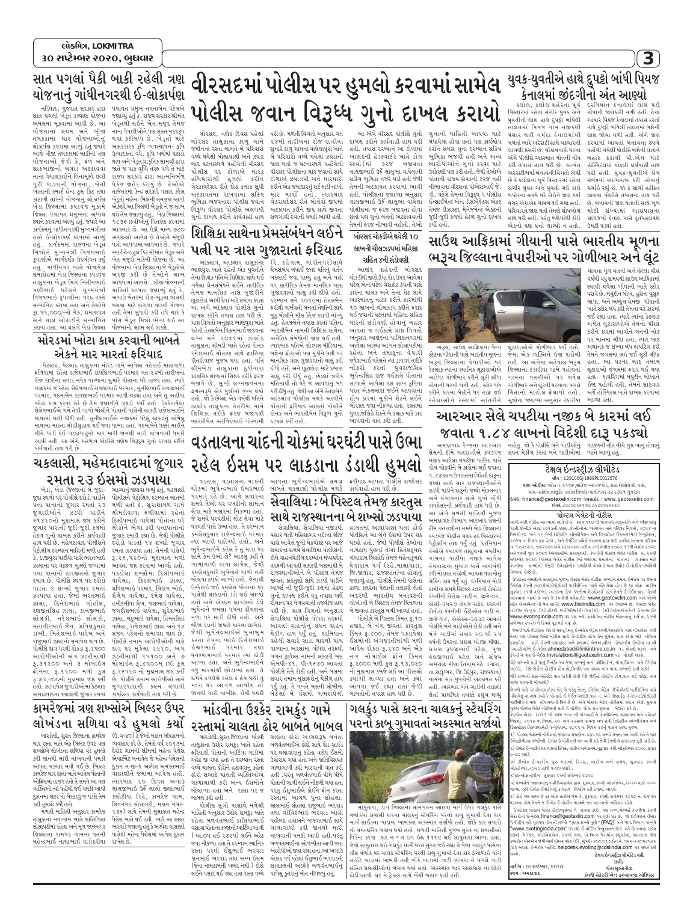# સાત પગલાં પૈકી બાકી રહેલી ત્રણ યોજનાનું ગાંધીનગરથી ઈ-લોકાર્પણ

નડિયાદ, ગુજરાત સરકાર દ્વારા સાત પગલાં ખેડૂત કલ્યાણ યોજના અમલમાં મુકવામાં આવી છે. આ યોજનાના પ્રથમ અને બીજા તબક્કામાં ચાર યોજનાઓનું લોકાર્પણ કરવામાં આવ્યું હતું જ્યારે આજે ત્રીજા તબક્કામાં બાકીની ત્રણ યોજનાઓ જેવી કે, ફળ અને શાકભાજીનો બગાડ અટકાવવા નાના વેચાણકારોને વિનામૂલ્યે છત્રી પુરી પાડવાની યોજના, ખેતી ખાતાની સ્માર્ટ હેન્ડ ટુલ કિટ તથા કાંટાળી તારની યોજનાનું લોકાર્પણ ખેડા જિલ્લામાં કપડવંજ મુકામે જિલ્લા પંચાયત પ્રમુખના અધ્યક્ષ સ્થાને કરવામાં આવ્યું હતું. જ્યારે આ કાર્યક્રમનું ગાંધીનગરથી મુખ્યમંત્રીના હસ્તે ઈ-લોકાર્પણ કરવામાં આવ્યું હતું. કાર્યક્રમમાં રાજ્યના ખેડૂત મિત્રોને મુખ્યમંત્રી વિજયભાઈ રૂપાણીએ માર્ગદર્શન ઉદબોધન કર્યું હતું. ગાંધીનગર ખાતે યોજાયેલ સમારોહમાં ખેડા જિલ્લાના કપડવંજ તાલુકાના ખેડૂત મિત્ર નિતીનભાઈ મણીભાઈ પટેલને મુખ્યમંત્રી વિજયભાઈ રૂપાણીના વરદ હસ્તે સન્માનિત કરાયા હતા અને તેઓને રૂા.૫૧,૦૦૦/-નો ચેક, પ્રમાણપત્ર અને શાલ ઓઢાડીને સન્માનિત કરાયા હતા. આ પ્રસંગે ખેડા જિલ્લા પંચાયત પ્રમુખ નયનાબેન પટેલએ જણાવ્યું હતું કે, રાજ્ય સરકાર શ્રીમંત ખેડૂતથી લઈને ખેત મજૂર તેમજ નાના વેપારીઓને પણ સહાય મદદરૂપ થવા કટિબધ્ધ છે. ખેડૂતો માટે અસરકારક કૃષિ વ્યવસ્થાપન- કૃષિ ઉત્પાદકતા વધે, કૃષિ ખર્ચમાં ઘટાડો થાય અને ખેડૂત પ્રાકૃતિક સામગ્રી દ્વારા જાતે જ પાક વૃધ્ધિ તરફ વળે તે માટે રાજ્ય સરકાર દ્વારા આત્મનિર્ભર પેકેજ જાહેર કરાયું છે. તેઓએ તાજેતરમાં કેન્દ્ર સરકારે પસાર કરેલ ખેડૂતો માટેના બિલની સમજણ આપી એકંદરે આ બિલથી ખેડૂતો ને જ લાભ થશે તેમ જણાવ્યું હતું. ખેડા જિલ્લામાં ૧૮૩૯ છત્રીઓનું વિતરણ કરવામાં આવનાર છે. આ પૈકી માન્ય ૭૮૦ અરજીઓ આવેલ છે તેઓને મંજૂરી પત્રો આપવામાં આવનાર છે. જ્યારે સ્માર્ટ હેન્ડ ટુલ કિટ સ્કીમમાં ખેડૂત અને ખેત મજૂરો માટેની યોજના છે. આ યોજનામાં ખેડા જિલ્લાના જે ખેડૂતોએ અરજી કરી છે તેઓને લાભ આપવામાં આવશે.. ત્રીજી યોજનાની માહિતી આપતા જણાવ્યું હતું કે, અગાઉ ખેતરમાં રોઝ-ભૂંડના ત્રાસથી બચવા માટે કાંટાળા વાડની યોજના હતી તેમાં સુધારો કરી હવે ચાર કે પાંચ ખેડૂત મિત્રો ભેગા થઈ આ યોજનાનો લાભ લઈ શકશે.

# મોરડમાં ખોટા કામ કરવાની બાબતે એકને માર મારતાં ફરિયાદ

પેટલાદ, પેટલાદ તાલુકાના મોરડ ગામે આવેલ વહેરાઈ માતાવાળા ફળિયામાં રહેતા રાજેશભાઈ રાયસિંગભાઈ પરમાર ગત ૨૪મી તારીખના રોજ રાત્રીના સવાર નવેક વાગ્યાના સુમારે પોતાના ઘરે હાજર હતા. ત્યારે નજીકમાં જ રહેતા શૈલેષભાઈ રાજુભાઈ પરમાર, સુનીલભાઈ રાજુભાઈ પરમાર, પદમાબેન રાજુભાઈ પરમાર આવી ચઢ્યા હતા અને તું અહીયા ખોટા કામ કરવા કેમ છે તેમ જણાવીને ઝઘડો કર્યો હતો. ઉશ્કેરાયેલા શૈલેષભાઈએ ગમે તેવી ગાળો બોલીને પોતાની પાસેની લાકડી રાજેશભાઈને માથામાં મારી દીધી હતી. સુનીલભાઈએ નજીકમાં પડેલ ડંડો રાજેશભાઈને માથામાં મારતાં લોહીલુહાણ થઈ જવા પામ્યા હતા. પદમાબેને ધક્કો મારીને નીચે પાડી દઈ ગડદાપાટુનો માર મારી જાનથી મારી નાંખવાની ધમકી આપી હતી. આ અંગે મહેળાવ પોલીસે ત્રણેય વિરૂદ્ધ ગુનો દાખલ કરીને કાર્યવાહી હાથ ધરી છે.

# ચકલાસી, મહેમદાવાદમાં જુગાર રમતા ૨૩ ઈસમો ઝડપાયા

ખેડા, ખેડા જિલ્લાના બે જુદા-જુદા સ્થળે પર પોલીસ દરોડો પાડીને પત્તા પાનાનો જુગાર રમતાં ૨૩ જુગારીઓને ઝડપી પાડીને ₹૧૭૪૨૦નો મુદ્દામાલ જપ્ત કરીને જુગાર ધારાની જુદી-જુદી કલમો હેઠળ ગુનો દાખલ કરીને કાર્યવાહી હાથ ધરી છે. મહેમદાવાદ પોલીસ પેટ્રોલીંગ દરમ્યાન માહિતી મળી હતી કે, દાજીપુરા પાટીયા પાસે ભરતભાઈ ઝાલાના ઘર પાછળ ખુલ્લી જગ્યામાં પત્તા પાનાનો હારજીતનો જુગાર રમાય છે. પોલીસે સ્થળ પર દરોડો પાડતા ૮ શખ્સો જુગાર રમતાં ઝડપાયા હતા. જેમાં ભરતભાઈ ઝાલા, દિનેશભાઈ ગોહીલ, રણજીતસિંહ ઝાલા, કાનજીભાઈ સોલંકી, નરેશભાઈ સોલંકી, મહાવીરભાઈ જૈન, પ્રવિણકુમાર ડાભી, મિતેશભાઈ પારેખ અને રાજુભાઈ ઝાલાનો સમાવેશ થાય છે. પોલીસે દાવ પરથી રોકડા રૂ.૬૫૦૦ આરોપીઓની અંગ ઝડતીમાંથી રૂ.૩૧૯૨૦ અને ૩ મોબાઈલ ફોનના રૂ.૧૨૦૦ મળી કુલ રૂ.૪૩,૦૦૦નો મુદ્દામાલ જપ્ત કર્યો હતો. ઝડપાયેલ જુગારીઓમાં કેટલાક અમદાવાદના વતનીઓ જુગાર રમવા આવ્યાનું જાણવા મળ્યું હતું. ચકલાસી પોલીસને પેટ્રોલિંગ દરમ્યાન બાતમી મળી હતી કે, સુરાશામળ ગામે લીમડીવાળા ફળીયામાં રહેતા દિલીપભાઈ વાઘેલા પોતાના ઘરે લોકોને ભેગા કરી પત્તાપાનાનો જુગાર રમાડી રહ્યા છે. જેથી પોલીસે દરોડો પાડતાં ૧૫ શખ્સો જુગાર રમતાં ઝડપાયા હતા. તેમની પાસેથી રૂ.૨૮,૫૨૦નો મુદ્દામાલ જપ્ત કરવામાં આવ્યો હતો. પકડાયેલા શખ્સોમાં દિલીપભાઈ વાઘેલા, કિરણભાઈ ઝાલા, પ્રવિણભાઈ પરમાર, વિરાજ ઓડ, શૈલેષ વાઘેલા, રમેશ વાઘેલા, હમીદમીયા શેખ, જશાભાઈ વાઘેલા, જગદીશભાઈ વાઘેલા, સુરેશભાઈ ઝાલા, ચંદુભાઈ વાઘેલા, હિમતસિંહ વાઘેલા, રાજેશભાઈ ઝાલા અને ૧૪ સંજય પટેલનો સમાવેશ થાય છે. પોલીસે તમામ આરોપીઓની પાસે દાવ પર મુકેલા ૨૯૯૨૦, અંગ ઝડતીમાંથી ૧૫૧૦૦ અને ૩ મોબાઈલ રૂ.૮૫૦૦ની મળી કુલ રૂ.૨૮૫૨૦ નો મુદ્દામાલ જપ્ત કર્યો છે. પોલીસે તમામ આરોપીઓ સામે જુગારધારાની કલમ લગાવી કાયદેસર કાર્યવાહી હાથ ધરી છે.

# કામરેજમાં ત્રણ શખ્સોએ બિલ્ડર ઉપર લોખંડના સળિયા વડે હુમલો કર્યો

બારડોલી, સુરત જિલ્લાના કામરેજ ચાર રસ્તા ખાતે એક બિલ્ડર ઉપર ત્રણ શખ્સોએ લોખંડના સળિયા વડે હુમલો કરી જાનથી મારી નાખવાની ધમકી આપતા ચકચાર મચી જવા પામી છે. બિલ્ડર કામરેજ ચાર રસ્તા પાસે આવેલ પોતાની ઓફિસમાં હાજર હતો તે સમયે આ ત્રણ વ્યક્તિએ ત્યાં પહોંચી જઈ ધમકી આપી દુકાનમાં શટર તો બેસાડ્યું જ પરંતુ તેને ઢોર માર મારી હુમલો કર્યો હતો. મળતી માહિતી અનુસાર કામરેજ તાલુકાના નવાગામ ખાતે શાંતિવિલા સોસાયટીમાં રહેતા અને મૂળ જામનગર જિલ્લાના રામપર ગામના વતની મહેન્દ્રભાઈ નાથાભાઈ વાડોદરીયા (ઉ.વ-૪૦) કે જેઓ મકાન બાંધકામનો વ્યવસાય કરે છે. તેમણે વર્ષ ૨૦૧૭માં દેરોદ ગામની સીમમાં મહેન્દ્ર પેલેસ એપાર્ટમેન્ટ બનાવેલ જે મહેન્દ્ર પેલેસની દુકાન નં-જી-૧ અહેમદ અમરતભાઈ વાણાણીને વેચાણમાં આપેલ હતી. ત્યારબાદ ૨૦ દિવસ અગાઉ લાલજીભાઈ ઉર્ફે લાલો જીવણભાઈ કસોટીયા (રહે, કામરેજ ગામ, શિવનગર સોસાયટી, મકાન નંબર-૨૩૯) સાથે તેમની મુલાકાત મહેન્દ્ર પેલેસ ખાતે થઈ હતી. ત્યારે આ લાલા ભરવાડે જણાવ્યું હતું કે અહેમદ વાણાણી પાસેથી મહેન્દ્ર પેલેસમાં આવેલ દુકાન રાખેલ છે.

# વીરસદમાં પોલીસ પર હુમલો કરવામાં સામેલ પોલીસ જવાન વિરૂધ્ધ ગુનો દાખલ કરાયો

બોરસદ, ત્રણેક દિવસ પહેલાં બોરસદ તાલુકાના કાળુ ગામે જમીનના રસ્તા બાબતે બે પરિવારો વચ્ચે થયેલી બોલાચાલી અને ઝઘડા બાદ ઘટનાસ્થળે પહોંચેલી વીરસદ પોલીસ પર ટોળાએ મારક હથિયારોથી હુમલો કરીને ગેરકાયદેસર રીતે ટોળુ ભેગું કરીને અટકાયતમાં રાખવામાં સક્રિય ભૂમિકા ભજવનારા પોલીસ જવાન વિરૂધ્ધ વીરસદ પોલીસે અલગથી ગુનો દાખલ કરીને કાર્યવાહી હાથ ધરી છે. મળતી વિગતો અનુસાર ગત ૨૪મી તારીખના રોજ રાત્રીના સુમારે કાળુ ગામના વાઘેલાપુરા ખાતે બે પરિવારો વચ્ચે થયેલા ઝઘડાની જાણ થતાં જ ઘટનાસ્થળે પહોંચેલી વીરસદ પોલીસના ચાર જવાનો સાથે ટોળાએ ઝપાઝપી અને મારામારી કરીને એક જમાદારનું શર્ટ ફાડી નાખી માર માર્યો હતો. ત્યારબાદ ગેરકાયદેસર રીતે ટોળુ ભેગું કરીને અટકાયત કરીને જીપ સાથે જીવતા સળગાવી દેવાની ધમકી આપી હતી. આ અંગે વીરસદ પોલીસે ગુનો દાખલ કરીને કાર્યવાહી હાથ ધરી હતી. તપાસ દરમ્યાન આ ટોળામાં આણંદની હેડક્વાર્ટર ખાતે ટ્રાફિક સ્ટ્રાઈકિંગ ફોર્સ જવાન લાલજીભાઈ ઉર્ફે લાલુભા વાઘેલાની સક્રિય ભૂમિકા નજરે પડી હતી જેથી તેમની અટકાયત કરવામાં આવી હતી. પોલીસના જણાવ્યા અનુસાર લાલજીભાઈ ઉર્ફે લાલુભા વાઘેલા પોલીસમાં જ ફરજ બજાવતા હોવા છતાં પણ ગુનો બનતો અટકાવવાની તેમની ફરજ નીભાવી નહોતી. તેઓ ગુનાની માહિતી આપવા માટે બંધાયેલા હોવા છતાં પણ કાર્યવાહી કરીને સમગ્ર ગુના દરમ્યાન સક્રિય ભૂમિકા ભજવી હતી અને અન્ય આરોપીઓને ગુનો કરવા માટે ઉશ્કેરણી પણ કરી હતી. જેથી તેઓએ પોતાની રાજ્ય સેવકની ફરજ નહી નીભાવતા વીરસદના પીએસઆઈ જે. વી. પટેલે તેમના વિરૂદ્ધ ધ પોલીસ ઈન્સાઈટમેન્ટ એન્ડ ડીસએફેક્શન એક્ટ તેમજ ડીઝાસ્ટર મેનેજમેન્ટ એક્ટની જુદી-જુદી કલમો હેઠળ ગુનો દાખલ કર્યો હતો.

# શિક્ષિકા સાથેના પ્રેમસંબંધને લઈને પતી પર ત્રાસ ગુજારતાં ફરિયાદ

આંકલાવ, આંકલાવ તાલુકાના ભાણપુરા ખાતે રહેતી અને ઘુવાંલીને તેના શિક્ષક પતિએ શિક્ષિકા સાથે થઈ ગયેલ પ્રેમસંબંધને લઈને શારીરિક તેમજ માનસિક ત્રાસ ગુજારીને છૂટાછેડા આપી દેવા માટે દબાણ કરતા આ અંગે આંકલાવ પોલીસે ગુનો દાખલ કરીને તપાસ હાથ ધરી છે. પ્રાપ્ત વિગતો અનુસાર ભાણપુરા ખાતે રહેતી હેતલબેન વિક્રમભાઈ જાદવના લગ્ન સને ૨૦૧૧માં ઝાલોદ તાલુકાના લીમડી ખાતે રહેતા રોનક રમેશભાઈ ચૌહાણ સાથે સામાજિક રીતરીવાજ મુજબ થયા હતા. પતિ લીમખેડા તાલુકાના દુધીયારા પ્રાથમિક શાળામાં શિક્ષક તરીકે ફરજ બજાવે છે. સુખી લગ્નજીવનના ફળસ્વરૂપે એક પુત્રીનો જન્મ થયો હતો. જો કે છેલ્લા એક વર્ષથી પતિને ઝાલોદ તાલુકાના તેતરીયા ગામે શિક્ષિકા તરીકે ફરજ બજાવતી ભારતીબેન અરવિંદભાઈ ગોસ્વામી (રે. દહેગામ, ગાંધીનગર)સાથે પ્રેમસંબંધ બંધાઈ જતાં પતિનું વર્તન બદલાઈ જવા પામ્યું હતું અને પત્ની પર શારીરિક તેમજ માનસિક ત્રાસ ગુજારવાનો ચાલુ કરી દીધો હતો. દરમ્યાન સને ૨૦૧૯માં હેતલબેન ફરીથી ગર્ભવતી બનતાં તેણીની સાથે જુઠ્ઠુ બોલીને મીસ કેરેજ કરાવી નાંખ્યું હતું. હેતલબેને તપાસ કરતાં પતિના ભારતીબેન નામની શિક્ષિકા સાથેના અનૈતિક સંબંધોની જાણ થઈ હતી. ત્યારબાદ પતિએ સોશ્યલ મીડિયામાં બંનેના ફોટાઓ પણ મુકીને પત્ની પર માનસિક ત્રાસ ગુજારવાનો ચાલુ કરી દીધો હતો અને છૂટાછેડા માટે દબાણ ચાલુ કરી દીધું હતું. છેલ્લાં ત્રણેક મહિનાથી તો ઘરે જ આવવાનું બંધ કરી દીધું હતું. જેથી આ અંગે હેતલબેને આંકલાવ પોલીસ મથકે આવીને પોતાની ફરિયાદ આપતાં પોલીસે રોનક અને ભારતીબેન વિરૂધ્ધ ગુનો દાખલ કર્યો હતો.

# બોરસદ ચોકડીએ થયેલી ૧૦ લાખની ચીલઝડપમાં મહિલા સહિત ૪ની સંડોવણી

આણંદ, શહેરની બોરસદ ચોકડીથી મીઠુ ફૂટેડ મિલ રોડ ઉપર આવેલા પટેલ એન્ડ પટેલ ગેસ ની કંપની પાસે કારના ચાલકને તેના શેઠ સાથે અકસ્માતનું નાટક કરીને કારમાંથી ૧૦ લાખની ચીલઝડપ કરીને ફરાર થઈ જવાની ઘટનામાં મહિલા સહિત ચારની સંડોવણી હોવાનું બહાર આવતાં જ ગઈકાલે પ્રાપ્ત વિગતો અનુસાર આણંદના પાલિકાનગરમાં આવેલા આસ્થા આંગન સોસાયટીમાં રહેતા અને તમાકુના વેપારી જયેશભાઈ પટેલને ત્યાં ડ્રાયવર તરીકે નોકરી કરતાં યુવરાજસિંહ ભુપેન્દ્રસિંહ રાજ ગઈકાલે પોતાના સાળાએ આપેલા દશ લાખ રૂપિયા પરત એક્સભાગ જઈને આપવાના હોય કારમાં મુકીને શેઠને લઈને બોરસદ જવા નીકળ્યા હતા. રસ્તામાં યુવરાજસિંહને શેઠને બે કલાક માટે કાર આપવાની વાત કરી હતી.

# યુવક-યુવતીએ હાથે દુપટ્ટો બાંધી પિયજ કેનાલમાં જીંદગીનો અંત આણ્યો

કલોલ, કલોલ શહેરના પૂર્વ વિસ્તારમાં રહેતા સગીર યુવક અને યુવતીની લાશ દુપટ્ટો બાંધેલી હાલતમાં પિયજ ગામ નજીકથી પસાર થતી નર્મદા કેનાલમાંથી મળતાં ભારે અરેરાટી સાથે ચકચારી લાગણી પ્રસરી છે. ચોંકાવનારી ઘટના અંગે પોલીસે અકસ્માત મોતની નોંધ કરી તપાસ હાથ ધરી છે. અત્યંત અરેરાટીભર્યા બનાવની વિગતો એવી છે કે કલોલના પૂર્વ વિસ્તારમાં રહેતા સગીર યુવક અને યુવતી ગઈ કાલે બપોરના સમયે ઘરે કોઈને જાણ કર્યા વગર એકાએક ગાયબ થઈ ગયા હતા. પરિવારને જાણ થતા તેમણે શોધખોળ હાથ ધરી હતી. પરંતુ બન્નેમાંથી કોઈ એકનો પણ પત્તો લાગ્યો ન હતો. દરમિયાન કેનાલમાં લાશ પડી હોવાની જાણકારી મળી હતી. તેના આધારે પિયજ કેનાલમાં તપાસ કરતા હાથે દુપટ્ટો બાંધેલી હાલતમાં બન્નેની લાશ જોવા મળી હતી. અંગે જાણ કરવામાં આવતાં બનાવના સ્થળે પહોંચી ગયેલી પોલીસે બન્નેની લાશને બહાર કઢાવી પી.એમ માટે હોસ્પિટલમાં મોકલી કાર્યવાહી હાથ ધરી હતી. યુવક-યુવતીએ પ્રેમ સંબંધમાં આત્મહત્યા કરી હોવાનું ચર્ચાઈ રહ્યું છે. જો કે સાચી હકીકત ઝીણવટ ભરી પોલીસ તપાસના હાથ ધરી છે. બનાવની જાણ થતાની સાથે ખૂબ મોટી સંખ્યામાં આસપાસના ગ્રામજનો કેનાલ પાસે દોડી આવ્યા હતા..

# સાઉથ આફ્રિકામાં ગીયાની પાસે ભારતીય મૂળના ભરૂચ જિલ્લાના વેપારીઓ પર ગોળીબાર અને લૂંટ

ભરૂચ, સાઉથ આફ્રિકાના વેન્ડા સ્ટેટના ગીયાની પાસે ભારતીય મૂળના ભરૂચ જિલ્લાના વેપારીઓ પર લૂંટારૂઓએ ગોળીબાર કર્યો હતો. જેમાં એક વ્યક્તિને ઈજા પહોંચી હતી. આ અંગેના અહેવાલ મુજબ ભરૂચ જિલ્લાના કંઠારીયા ગામે મૂળ વતનીઓ એવા વેપારીઓ પર ગોળીબારની ઘટના સાથે લૂંટ કરવામાં આવી હતી. ગામના મૂળ વતની અને છેલ્લા ઘણા વર્ષથી સાઉથ આફ્રિકામાં સ્થાયી થયેલા ગીયાની ખાતે સ્ટોર ધરાવે છે. મયુદીન બોબત, હુસેન ઘુઘલ બાપા, અને અબ્દુલ પ્રેમજી ગીયાની ખાતે સ્ટોર બંધ કરી તેમના ઘરે કારમાં જઈ રહ્યા હતા. ત્યારે તેમાના કેટલાક અજાણ્યા લૂંટારાઓએ તેમનો પીછો કરીને કારને આવીને ગનની નોક પર બાનમાં લીધા હતા. ત્યાર બાદ અચાનક જ સંખ્યા બંધ ફાયરિંગ કરી તેમને જખ્મો પહોંચાડી લૂંટ કરી ફરાર થઈ ગયા હતા. આ ઘટના બાદ તમામ ઘાયલોને હોસ્પિટલ ખસેડવામાં આવ્યા હતા.

# આરઆર સેલે ચપટીયા નજીક બે કારમાં લઈ જવાતા ૧.૮૪ લાખનો વિદેશી દારૂ પકડ્યો

અમદાવાદ રેન્જના આરઆર સેલની ટીમે ગતરાત્રીએ કપડવંજ નજીક આવેલા ચપટીયા પાટીયા પાસે વોચ ગોઠવીને બે કારોમાં લઈ જવાતા ૧.૮૪ લાખ ઉપરાંતના વિદેશી દારૂના જથ્થા સાથે ચાર રાજસ્થાનીઓને ઝડપી પાડીને દારૂનો જથ્થો મોકલનાર અને મંગાવનાર સામે ગુનો નોંધી કાયદેસરની કાર્યવાહી હાથ ધરી છે. આ અંગેની મળતી માહિતી મુજબ અમદાવાદ વિભાગ આરઆર સેલની ટીમ ગતરાત્રીના સમયે ખેડા જિલ્લાના કપડવંજ પોલીસ મથક હદ વિસ્તારમાં પેટ્રોલીંગ હાથ ધર્યું હતું. દરમિયાન તેઓએ કપડવંજ તાલુકાના ચપટીયા ગામના પાટીયા નજીક આવેલ હેમતાજીના મુવાડા પાસે નાકાબંધી કરી મોડાસા તરફથી આવતાં વાહનોનું ચેકિંગ હાથ ધર્યું હતું. દરમિયાન મોડી રાત્રીના સમયે સિલ્વર કલરની હોન્ડા કંપનીની કોરોલા ગાડી નં. જીજે-૦૧, એચી-૩૫૨૦ તેમજ સફેદ કલરની હોન્ડા કંપનીની ઈટીઓસ ગાડી નં. જીજે-૧૮, એએક્સ-૩૭૩૩ આવતાં પોલીસે બંને ગાડીઓને રોકી હતી અને બંને ગાડીમાં સવાર ૨૦ થી ૨૫ વર્ષની ઉંમરના પ્રકાશ મોડજી મીણા, પ્રકાશ રૂપજીભાઈ પટેલ, પુષ્પ વેલજીભાઈ પટેલ અને સંજય અમરજીભ મીણા (તમામ રહે. ડગરા, તા.સલુમ્બર, જિ. ઉદેપુર, રાજસ્થાન) નામના ચાર યુવકોની અટકાયત કરી હતી. ત્યારબાદ બંને ગાડીની તલાશી લેતાં પ્રાથમિક તબક્કે કશું વાંધાજનક નહોતું. જો કે પોલીસે બંને ગાડીઓના સઘન ચેકીંગ કરતાં બંને ગાડીઓમાં પાછળની સીટ નીચે ગુપ્ત ખાનું હોવાનું ધ્યાને આવ્યું હતું.

# વડતાલના ચાંદની ચોકમાં ઘરઘંટી પાસે ઉભા રહેલ ઈસમ પર લાકડાના ડંડાથી હુમલો

વડતાલ, વડતાલના ચાંદની ચોકમાં ભુપેન્દ્રભાઈ ઈશ્વરભાઈ પરમાર રહે છે. આજે સવારના સમયે તેઓ ઘર વખરીનો સામાન લેવા માટે બજારમાં નિકળ્યા હતા. જે સમયે ઘરઘંટીથી લોટ લેવા માટે ઘરઘંટી પાસે ઉભા હતા. તે દરમ્યાન કમલેશકુમાર રાજેન્દ્રભાઈ પરમાર ત્યાં આવી પહોંચ્યો હતો. અને તેણે ભુપેન્દ્રભાઈને કહેલ કે તું મારા ઘર સામે કેમ ઉભો છે? આટલું કહી તે ગાળાગાળી કરવા લાગેલ. જેથી ભુપેન્દ્રભાઈએ કમલેશને ગાળો નહીં બોલવા ટપકો આપ્યો હતો. જેનાથી ઉશ્કેરાઈ જઈ કમલેશ પોતાના ઘર પાસેથી લાકડાનો ડંડો લઈ આવ્યો હતો અને એકદમ લાકડાનો ડંડો ભુપેન્દ્રને જમણા પગના ઢીંચણના નળા પર મારી દીધો હતો. અને બીજી ડંડાની જાપટો મારવા લાગેલ. જેથી ભુપેન્દ્રભાઈએ બૂમાબૂમ કરતા તેમના ભાઈ દિનેશભાઈ ઈશ્વરભાઈ પરમાર તથા ધનશ્યામભાઈ પરમાર ત્યાં દોડી આવ્યા હતા. અને ભુપેન્દ્રભાઈને વધુ મારમાંથી છોડાવ્યા હતા. તે સમયે કમલેશે કહેલ કે હવે પછી તું મારા ઘર આગળ આવીશ તો જાનથી મારી નાખીશ. તેવી ધમકી આપતા ભુપેન્દ્રભાઈએ સમગ્ર બાબતે વડતાલ પોલીસ મથકે ફરીયાદ આપતા પોલીસે કાયદેસર કાર્યવાહી હાથ ધરી છે.

# સેવાલિયા : બે પિસ્ટલ તેમજ કારતુસ સાથે રાજસ્થાનના બે શખ્સો ઝડપાયા

સેવાલિયા, સેવાલિયા નજીકથી પસાર થતી મહિસાગર નદીના બ્રીજ પાસે આવેલ જુની ચેકપોસ્ટ પર આજે સવારના સમયે સેવાલિયા પોલીસની ટીમ વાહનચેકીંગ દરમ્યાન મધ્યપ્રદેશ તરફથી આવતી લકઝરી બસમાંથી બે રાજસ્થાનીઓને બે પિસ્ટલ તેમજ જીવતા કારતુસો સાથે ઝડપી પાડીને આર્મ્સ ની જુદી-જુદી કલમો હેઠળ ગુનો દાખલ કરીને વધુ તપાસ અર્થે રીમાન્ડ પર મેળવવાની તજવીજ હાથ ધરી છે. પ્રાપ્ત વિગતો અનુસાર સેવાલિયા પોલીસે ગોધરા તરફથી આવતાં વાહનોનું સઘન વાહન ચેકીંગ હાથ ધર્યું હતું. દરમિયાન વહેલી સવારે સાડા ચારથી પાંચ વાગ્યાના અરસામાં ગોધરા તરફથી ગગન ટ્રાવેલ્સ નામની લકઝરી બસ એમપી-૪૫, પી-૦૫૪૯ આવતાં પોલીસે તેને રોકી હતી. અને બસમાં સવાર તમામ મુસાફરોનું ચેકીંગ હાથ ધર્યું હતું. તે વખતે બસની લીબીમાં બેઠેલા બે ઈસમો ગભરાયેલી હાલતમાં આઘાપાછા થતાં હોઈ પોલીસને આ બંને ઈસમો ઉપર શક પડ્યો હતો. જેથી પોલીસે તેમનાં નામઠામ પુછતાં તેઓ હિતેશકુમાર ગંગારામ મિશ્રાઈ તેમજ મહેન્દ્રકુમાર ધેવારામ ગર્ગ (રહે.માલાવાડા, જિ.જાલોર, રાજસ્થાન)ના હોવાનું જણાવ્યું હતું. પોલીસે તેમની પાસેના દાળ કલરના થેલાની તલાશી લેતાં અંદરથી ભારતીય બનાવટની લોખંડની બે પિસ્ટલ તેમજ પિત્તળના બે જીવતા કારતુસ મળી આવ્યાં હતાં. પોલીસે બે પિસ્ટલ કિંમત રૂ.૧૦ હજાર, બે નંગ જીવતાં કારતુસ કિંમત રૂ.૮૦૦, તેમજ પકડાયેલા ઈસમોની અંગજડતીમાંથી મળી આવેલ રોકડા રૂ.૪૨૦ અને એક નંગ મોબાઈલ ફોન કિંમત રૂ.૨૦૦૦ મળી કુલ રૂ.૧૩,૦૪૦ નો મુદ્દામાલ કબજે લઈ આ પીસ્ટલો ક્યાંથી લાવ્યા હતા અને કોને આપવા જઈ રહ્યા હતા તેની બાબતોની તપાસ હાથ ધરી છે.

# માંડવીના ઉશ્કેર રામકુંડ ગામે રસ્તામાં ચાલતા ઢોર બાબતે બબાલ

બારડોલી, સુરત જિલ્લાના માંડવી તાલુકાના ઉશ્કેર રામકુંડ ખાતે રહેતા ફરિયાદી પોતાની આઈટેગ ગાડીમાં જઈ રહ્યા હતા તે દરમ્યાન રસ્તા વચ્ચે ચાલતા ઢોરોને હટાવવાનું કહેતા ઢોરો સાથે ચાલતી વ્યક્તિઓએ ગાળાગાળી કરી અન્ય ઈસમોને બોલાવ્યા હતા અને રસ્તા પર જ બબાલ કરી હતી. પોલીસ સૂત્રો પાસેથી મળેલી માહિતી અનુસાર ઉશ્કેર રામકુંડ ખાતે રહેતા ભાવેશભાઈ કાકિયાભાઈ વસાવા પોતાના કબજાની આઈટેગ ગાડી (જીજે-૦૫ સીઆર-૨૭૩૧) લઈને જવા નીકળ્યા હતા તે દરમ્યાન રામકુંડ ગામ ખાતે રસ્તા પરથી ઈશ્વરભાઈ ભરવાડ અને ભગવાન ભરવાડ ઢોરો લઈને ચાલતા હતા. ચાલતા ઢોરો અડચણરૂપ બનતા ભાવેશભાઈએ ઢોરો સાથે રોડ સાઈડ પર ચલાવવાનું કહેતા ત્રણેય ઈસમો ઉશ્કેરાઈ ગયા હતા અને જાતિવિષયક ગાળાગાળી કરી મારવાની વાત કરી હતી. પરંતુ ભાવેશભાઈ પોતાની ગાડીમાં બેસી નીકળી ગયા હતા.

# ગલકુંડ પાસે કારના ચાલકનું સ્ટેયરિંગ પરનો કાબૂ ગુમાવતાં અકસ્માત સર્જાયો

સાપુતારા, ડાંગ જિલ્લાના સામગહાન આહવા માર્ગ ઉપર ગલકુંડ પાસે વળાંકમાં પ્રવાસી કારના ચાલકનું સ્ટેયરીંગ પરનો કાબુ ગુમાવી દેતા કાર માર્ગ સાઈડના ખાડામાં ખાબકતા અકસ્માત સર્જાયો હતો. જોકે કાર સવારો નો ચમત્કારિક બચાવ થયો હતો. મળતી માહિતી મુજબ સુરત ના પ્રવાસીઓ વિકેન્ડ કરવા કાર ન ઈ જી જે ૦૫ ઈહ ૧૧૧૯ લઈ સાપુતારા આવ્યા હતા. જેઓ સાપુતારા થઈ ગલકુંડ માર્ગે પરત સુરત જઈ રહ્યા તે વેળા ગલકુંડ પાસેના તીવ્ર વળાંક પર ચાલકે સ્ટેયરિંગ પરથી કાબુ ગુમાવી દેતા કાર ફંગોળાઈ માર્ગ સાઈડે ખાડામાં ખાબકી હતી. જોકે ખાડામાં ઝાડી ઝાંખરા ને પગલે કાર સહિત પ્રવાસીઓનો બચાવ થયો હતો. અકસ્માત બાદ આસપાસ ના લોકો દોડી આવી કાર ને ટ્રેક્ટર સાથે બાંધી બહાર કાઢી હતી.

## ટેક્સલ ઈન્ડસ્ટ્રીઝ લીમીટેડ

CIN : L29100GJ1989PLC012576

રજી. ઓફીસ: બ્લોક નં. ૨૧૦૬, સાંતેજ -ખાત્રજ રોડ, શાહ એલોયઝની પાસે, ગામ-સાંતેજ, તાલુકો: કલોલ જિલ્લો ગાંધીનગર ૩૮૨૭૨૧ ગુજરાત.

ઈમેલ: finance@geotexelin.com વેબસાઈટ: www.geotexelin.com

ફોનઃ ૦૨૭૬૪૨૬૬૧૨૯ ૦૨૭૬૪૨૬૬૪૨૦

### પોસ્ટલ બેલેટની નોટીસ

આથી આ નોટીસ આપવામાં આવે છે કે, કંપની અધિનિયમ ૨૦૧૩ ની કલમ ૧૧૦ ની જોગવાઈ અનુસાર અને તે સાથે વાંચવાના કંપની (મેનેજમેન્ટ એન્ડ એડમિનિસ્ટ્રેશન) નિયમો, ૨૦૧૪ ના નિયમ ૨૦ અને ૨૨, સેબી (લીસ્ટીંગ ઓબ્લીગેશન્સ એન્ડ ડિસ્ક્લોઝર રિક્વાયરમેન્ટ્સ) રેગ્યુલેશન, ૨૦૧૫ ના નિયમ ૪૪ તેમજ કોર્પોરેટ અફેર્સ મંત્રાલય દ્વારા જારી કરાયેલ સામાન્ય પરિપત્રો અનુસાર પોસ્ટલ બેલેટ નોટીસમાં દર્શાવેલ વિશેષ ઠરાવ માટે સભ્યોની મંજૂરી ઈ-વોટીંગ દ્વારા માંગવામાં આવે છે.

પોસ્ટલ બેલેટ નોટીસ તા. ૨૫ સપ્ટેમ્બર ૨૦૨૦ ના રોજ કંપની / ડિપોઝીટરી પાર્ટીસીપન્ટ પાસે જે સભ્યોના ઈ-મેલ સરનામા નોંધાયેલા છે તેમને ઈ-મેલ દ્વારા મોકલવામાં આવી છે. પોસ્ટલ બેલેટ નોટીસ કંપનીની વેબસાઈટ www.geotexelin.com અને એનએસડીએલની વેબસાઈટ www.evotingindia.com પર પણ ઉપલબ્ધ છે. જે સભ્યોના ઈ-મેલ સરનામા નોંધાયેલા નથી તેઓ ahmedabad@linkintime.co.in પર અરજી કરી ઈ-મેલ સરનામું નોંધાવી શકે છે.

ઈ-વોટીંગનો સમયગાળો ગુરૂવાર, તા. ૧ ઓક્ટોબર, ૨૦૨૦ (સવારે ૯.૦૦ કલાકે) થી શરૂ થશે અને શુક્રવાર, તા. ૩૦ ઓક્ટોબર, ૨૦૨૦ (સાંજે ૫.૦૦ કલાકે) પૂરો થશે. ત્યારબાદ ઈ-વોટીંગ મોડ્યુલ નિષ્ક્રિય કરવામાં આવશે. પોસ્ટલ બેલેટનું પરિણામ કંપનીની વેબસાઈટ પર તથા સ્ટોક એક્સચેન્જને જાણ કરવામાં આવશે.

ઈ-વોટીંગ સંબંધિત કોઈ પ્રશ્ન હોય તો સભ્યો www.evotingindia.com ના હેલ્પ સેક્શનમાં ઉપલબ્ધ Frequently Asked Questions ("FAQs") અને ઈ-વોટીંગ મેન્યુઅલનો સંદર્ભ લઈ શકે છે અથવા helpdesk.evoting@cdslindia.com પર ઈ-મેલ કરી શકે છે.

ટેક્સલ ઈન્ડસ્ટ્રીઝ લીમીટેડ વતી

સહી/-

શ્વેતા સુતાવાળા

કંપની સેક્રેટરી એન્ડ કમ્પ્લાયન્સ ઓફિસર

તારીખ: ૨૯ સપ્ટેમ્બર, ૨૦૨૦

સ્થળ: અમદાવાદ